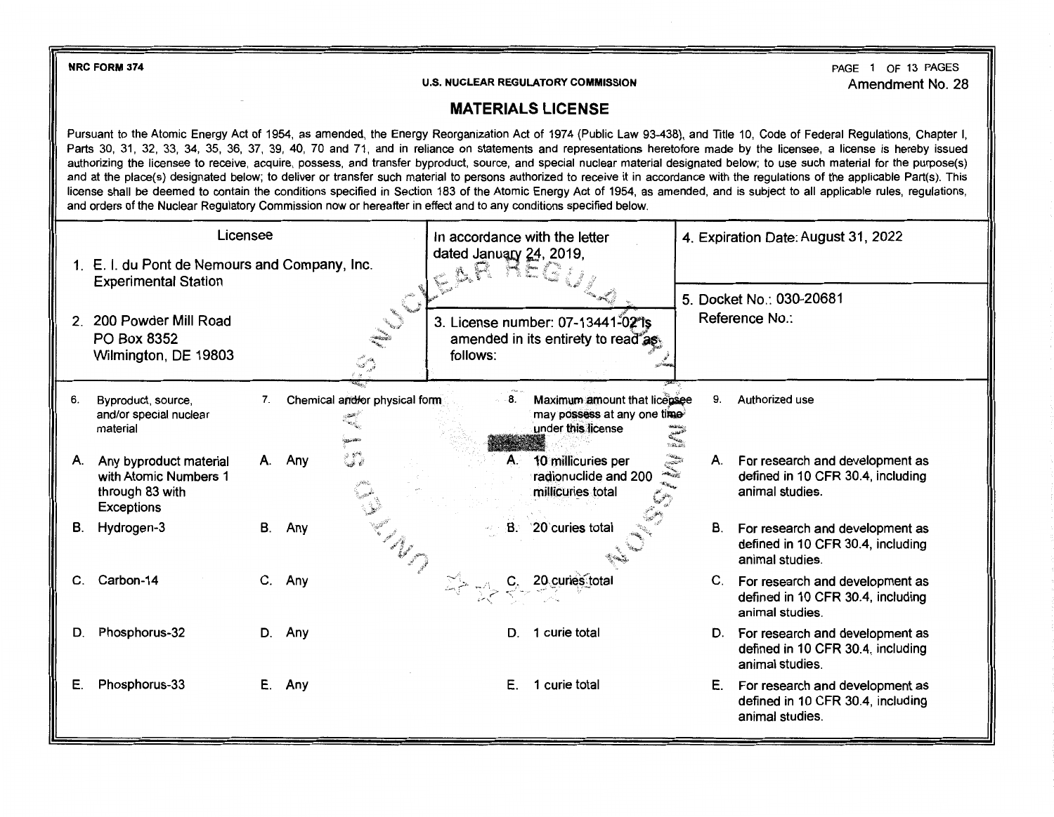NRC FORM 374

U.S. NUCLEAR REGULATORY COMMISSION

Amendment No. 28

# MATERIALS LICENSE

Pursuant to the Atomic Energy Act of 1954, as amended, the Energy Reorganization Act of 1974 (Public Law 93-438), and Title 10, Code of Federal Regulations, Chapter I, Parts 30, 31, 32, 33, 34, 35, 36, 37, 39, 40, 70 and 71, and in reliance on statements and representations heretofore made by the licensee, a license is hereby issued authorizing the licensee to receive, acquire, possess, and transfer byproduct, source, and special nuclear material designated below; to use such material for the purpose(s) and at the place(s) designated below; to deliver or transfer such material to persons authorized to receive it in accordance with the regulations of the applicable Part(s). This license shall be deemed to contain the conditions specified in Section 183 of the Atomic Energy Act of 1954, as amended, and is subject to all applicable rules, regulations, and orders of the Nuclear Regulatory Commission now or hereafter in effect and to any conditions specified below.

| Licensee | In accordance with the letter dated January 24, 2019, | 4. Expiration Date: August 31, 2022 |
|---|---|---|
| 1. E. I. du Pont de Nemours and Company, Inc. Experimental Station | | 5. Docket No.: 030-20681 Reference No.: |
| 2. 200 Powder Mill Road PO Box 8352 Wilmington, DE 19803 | 3. License number: 07-13441-02 is amended in its entirety to read as follows: | |

| 6. Byproduct, source, and/or special nuclear material | 7. Chemical and/or physical form | 8. Maximum amount that licensee may possess at any one time under this license | 9. Authorized use |
|---|---|---|---|
| A. Any byproduct material with Atomic Numbers 1 through 83 with Exceptions | A. Any | A. 10 millicuries per radionuclide and 200 millicuries total | A. For research and development as defined in 10 CFR 30.4, including animal studies. |
| B. Hydrogen-3 | B. Any | B. 20 curies total | B. For research and development as defined in 10 CFR 30.4, including animal studies. |
| C. Carbon-14 | C. Any | C. 20 curies total | C. For research and development as defined in 10 CFR 30.4, including animal studies. |
| D. Phosphorus-32 | D. Any | D. 1 curie total | D. For research and development as defined in 10 CFR 30.4, including animal studies. |
| E. Phosphorus-33 | E. Any | E. 1 curie total | E. For research and development as defined in 10 CFR 30.4, including animal studies. |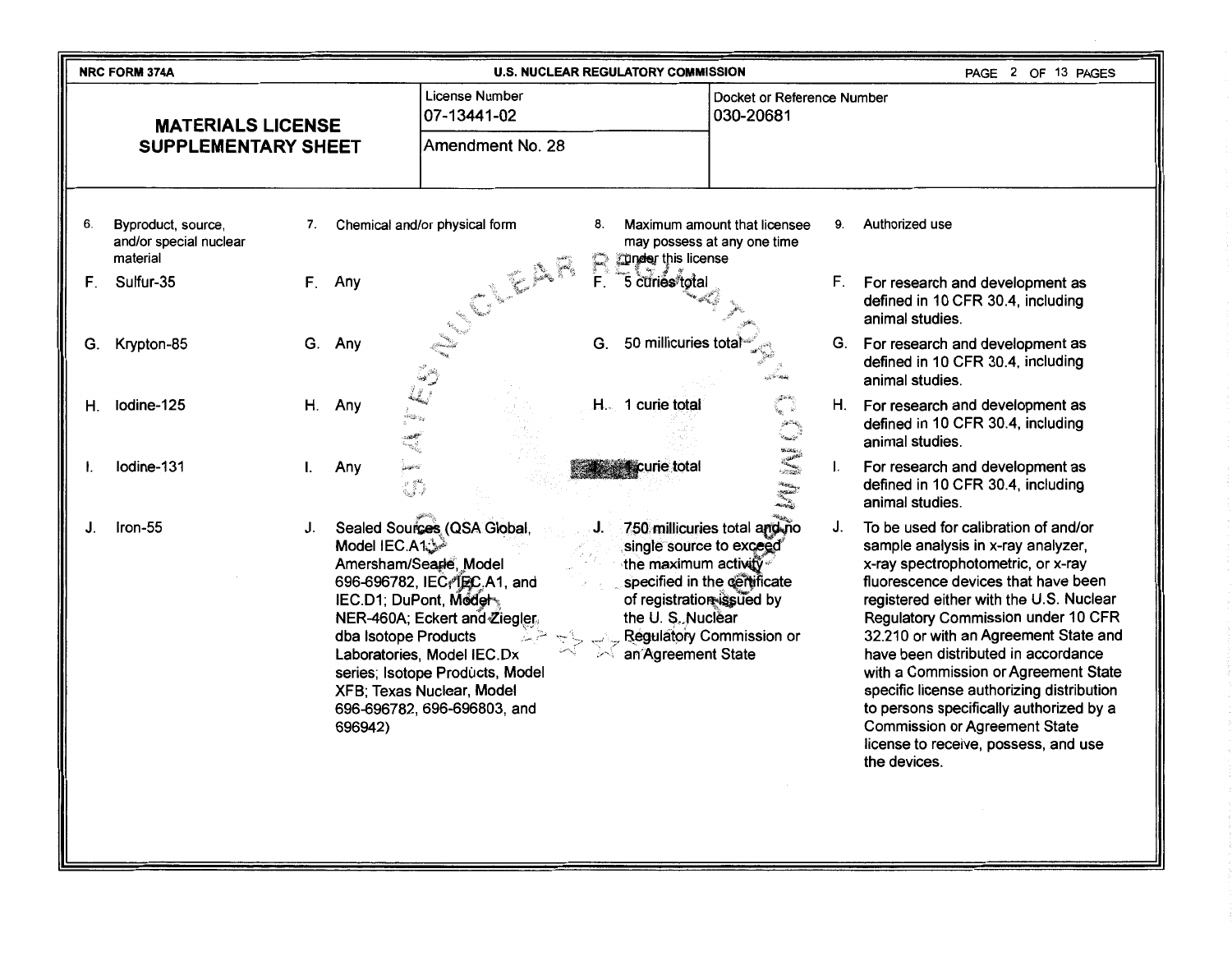NRC FORM 374A — U.S. NUCLEAR REGULATORY COMMISSION

| **MATERIALS LICENSE SUPPLEMENTARY SHEET** | License Number 07-13441-02 | Docket or Reference Number 030-20681 |
|---|---|---|
| | Amendment No. 28 | |

| 6. Byproduct, source, and/or special nuclear material | 7. Chemical and/or physical form | 8. Maximum amount that licensee may possess at any one time under this license | 9. Authorized use |
|---|---|---|---|
| F. Sulfur-35 | F. Any | F. 5 curies total | F. For research and development as defined in 10 CFR 30.4, including animal studies. |
| G. Krypton-85 | G. Any | G. 50 millicuries total | G. For research and development as defined in 10 CFR 30.4, including animal studies. |
| H. Iodine-125 | H. Any | H. 1 curie total | H. For research and development as defined in 10 CFR 30.4, including animal studies. |
| I. Iodine-131 | I. Any | I. 1 curie total | I. For research and development as defined in 10 CFR 30.4, including animal studies. |
| J. Iron-55 | J. Sealed Sources (QSA Global, Model IEC.A1; Amersham/Searle, Model 696-696782, IEC, IEC.A1, and IEC.D1; DuPont, Model NER-460A; Eckert and Ziegler dba Isotope Products Laboratories, Model IEC.Dx series; Isotope Products, Model XFB; Texas Nuclear, Model 696-696782, 696-696803, and 696942) | J. 750 millicuries total and no single source to exceed the maximum activity specified in the certificate of registration issued by the U. S. Nuclear Regulatory Commission or an Agreement State | J. To be used for calibration of and/or sample analysis in x-ray analyzer, x-ray spectrophotometric, or x-ray fluorescence devices that have been registered either with the U.S. Nuclear Regulatory Commission under 10 CFR 32.210 or with an Agreement State and have been distributed in accordance with a Commission or Agreement State specific license authorizing distribution to persons specifically authorized by a Commission or Agreement State license to receive, possess, and use the devices. |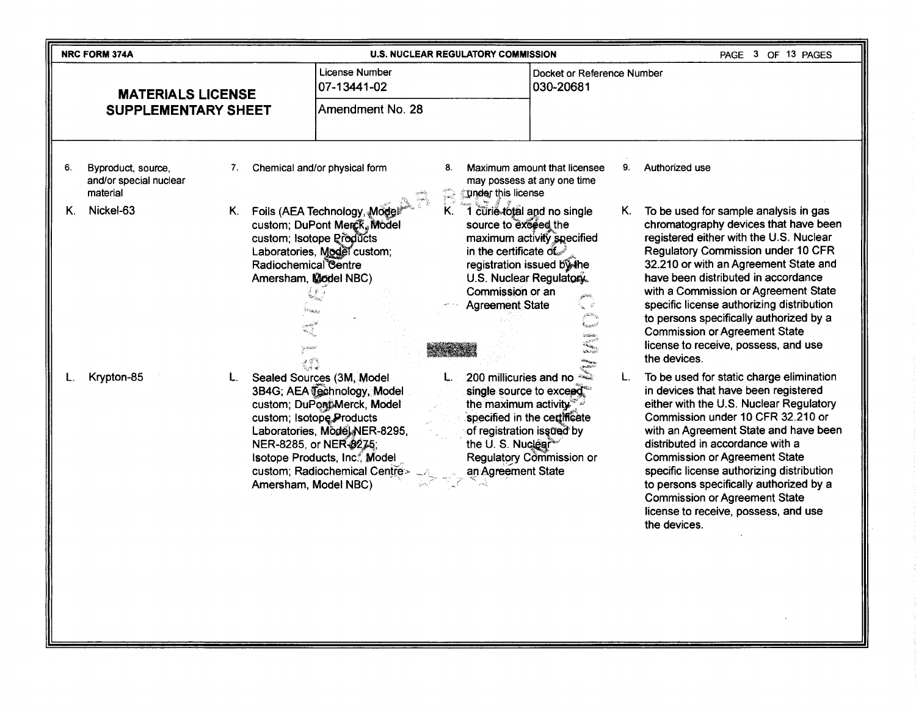NRC FORM 374A — U.S. NUCLEAR REGULATORY COMMISSION

| **MATERIALS LICENSE SUPPLEMENTARY SHEET** | License Number 07-13441-02 | Docket or Reference Number 030-20681 |
|---|---|---|
| | Amendment No. 28 | |

| 6. Byproduct, source, and/or special nuclear material | 7. Chemical and/or physical form | 8. Maximum amount that licensee may possess at any one time under this license | 9. Authorized use |
|---|---|---|---|
| K. Nickel-63 | K. Foils (AEA Technology, Model custom; DuPont Merck, Model custom; Isotope Products Laboratories, Model custom; Radiochemical Centre Amersham, Model NBC) | K. 1 curie total and no single source to exceed the maximum activity specified in the certificate of registration issued by the U.S. Nuclear Regulatory Commission or an Agreement State | K. To be used for sample analysis in gas chromatography devices that have been registered either with the U.S. Nuclear Regulatory Commission under 10 CFR 32.210 or with an Agreement State and have been distributed in accordance with a Commission or Agreement State specific license authorizing distribution to persons specifically authorized by a Commission or Agreement State license to receive, possess, and use the devices. |
| L. Krypton-85 | L. Sealed Sources (3M, Model 3B4G; AEA Technology, Model custom; DuPont Merck, Model custom; Isotope Products Laboratories, Model NER-8295, NER-8285, or NER-8275; Isotope Products, Inc., Model custom; Radiochemical Centre Amersham, Model NBC) | L. 200 millicuries and no single source to exceed the maximum activity specified in the certificate of registration issued by the U. S. Nuclear Regulatory Commission or an Agreement State | L. To be used for static charge elimination in devices that have been registered either with the U.S. Nuclear Regulatory Commission under 10 CFR 32.210 or with an Agreement State and have been distributed in accordance with a Commission or Agreement State specific license authorizing distribution to persons specifically authorized by a Commission or Agreement State license to receive, possess, and use the devices. |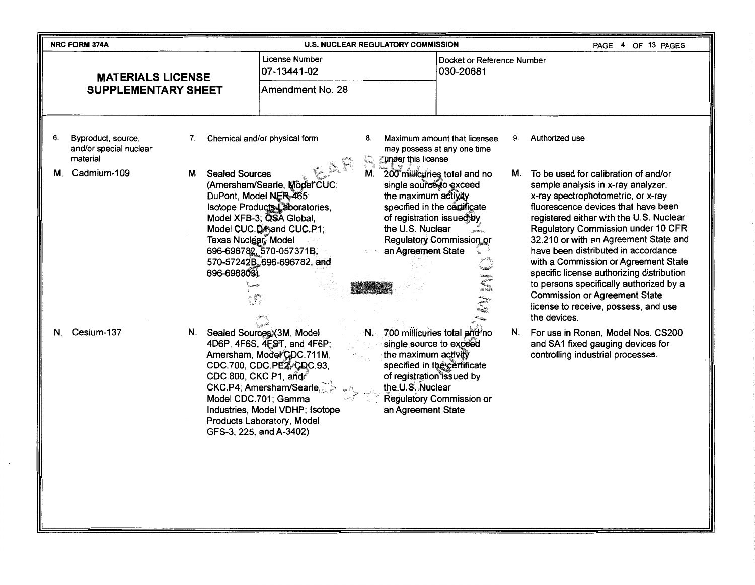NRC FORM 374A | U.S. NUCLEAR REGULATORY COMMISSION

**MATERIALS LICENSE SUPPLEMENTARY SHEET**

License Number: 07-13441-02

Amendment No. 28

Docket or Reference Number: 030-20681

| 6. Byproduct, source, and/or special nuclear material | 7. Chemical and/or physical form | 8. Maximum amount that licensee may possess at any one time under this license | 9. Authorized use |
|---|---|---|---|
| M. Cadmium-109 | M. Sealed Sources (Amersham/Searle, Model CUC; DuPont, Model NER-465; Isotope Products Laboratories, Model XFB-3; QSA Global, Model CUC.D1 and CUC.P1; Texas Nuclear, Model 696-696782, 570-057371B, 570-57242B, 696-696782, and 696-696803) | M. 200 millicuries total and no single source to exceed the maximum activity specified in the certificate of registration issued by the U.S. Nuclear Regulatory Commission or an Agreement State | M. To be used for calibration of and/or sample analysis in x-ray analyzer, x-ray spectrophotometric, or x-ray fluorescence devices that have been registered either with the U.S. Nuclear Regulatory Commission under 10 CFR 32.210 or with an Agreement State and have been distributed in accordance with a Commission or Agreement State specific license authorizing distribution to persons specifically authorized by a Commission or Agreement State license to receive, possess, and use the devices. |
| N. Cesium-137 | N. Sealed Sources (3M, Model 4D6P, 4F6S, 4F6T, and 4F6P; Amersham, Model CDC.711M, CDC.700, CDC.PE2, CDC.93, CDC.800, CKC.P1, and CKC.P4; Amersham/Searle, Model CDC.701; Gamma Industries, Model VDHP; Isotope Products Laboratory, Model GFS-3, 225, and A-3402) | N. 700 millicuries total and no single source to exceed the maximum activity specified in the certificate of registration issued by the U.S. Nuclear Regulatory Commission or an Agreement State | N. For use in Ronan, Model Nos. CS200 and SA1 fixed gauging devices for controlling industrial processes. |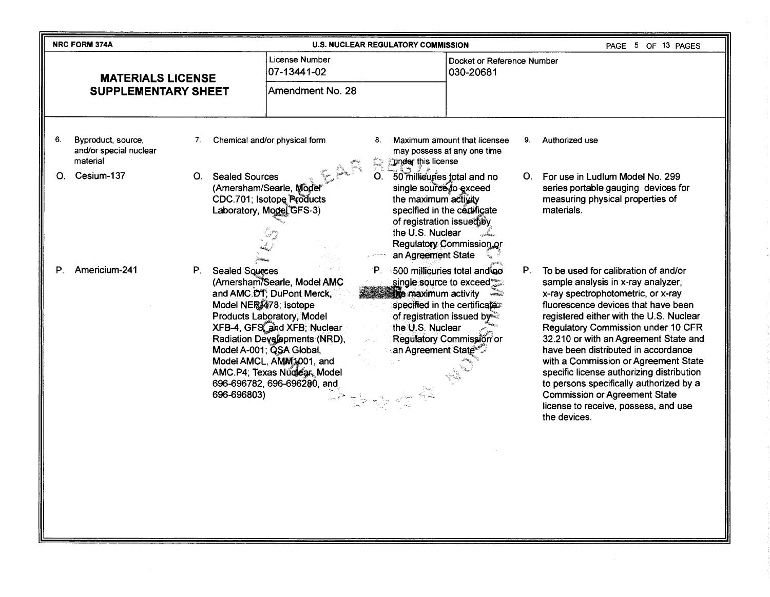**NRC FORM 374A** — **U.S. NUCLEAR REGULATORY COMMISSION**

## MATERIALS LICENSE SUPPLEMENTARY SHEET

| License Number | Docket or Reference Number |
|---|---|
| 07-13441-02 | 030-20681 |
| Amendment No. 28 | |

| 6. Byproduct, source, and/or special nuclear material | 7. Chemical and/or physical form | 8. Maximum amount that licensee may possess at any one time under this license | 9. Authorized use |
|---|---|---|---|
| O. Cesium-137 | O. Sealed Sources (Amersham/Searle, Model CDC.701; Isotope Products Laboratory, Model GFS-3) | O. 50 millicuries total and no single source to exceed the maximum activity specified in the certificate of registration issued by the U.S. Nuclear Regulatory Commission or an Agreement State | O. For use in Ludlum Model No. 299 series portable gauging devices for measuring physical properties of materials. |
| P. Americium-241 | P. Sealed Sources (Amersham/Searle, Model AMC and AMC.D1; DuPont Merck, Model NER-478; Isotope Products Laboratory, Model XFB-4, GFS, and XFB; Nuclear Radiation Developments (NRD), Model A-001; QSA Global, Model AMCL, AMM1001, and AMC.P4; Texas Nuclear, Model 696-696782, 696-696280, and 696-696803) | P. 500 millicuries total and no single source to exceed the maximum activity specified in the certificate of registration issued by the U.S. Nuclear Regulatory Commission or an Agreement State | P. To be used for calibration of and/or sample analysis in x-ray analyzer, x-ray spectrophotometric, or x-ray fluorescence devices that have been registered either with the U.S. Nuclear Regulatory Commission under 10 CFR 32.210 or with an Agreement State and have been distributed in accordance with a Commission or Agreement State specific license authorizing distribution to persons specifically authorized by a Commission or Agreement State license to receive, possess, and use the devices. |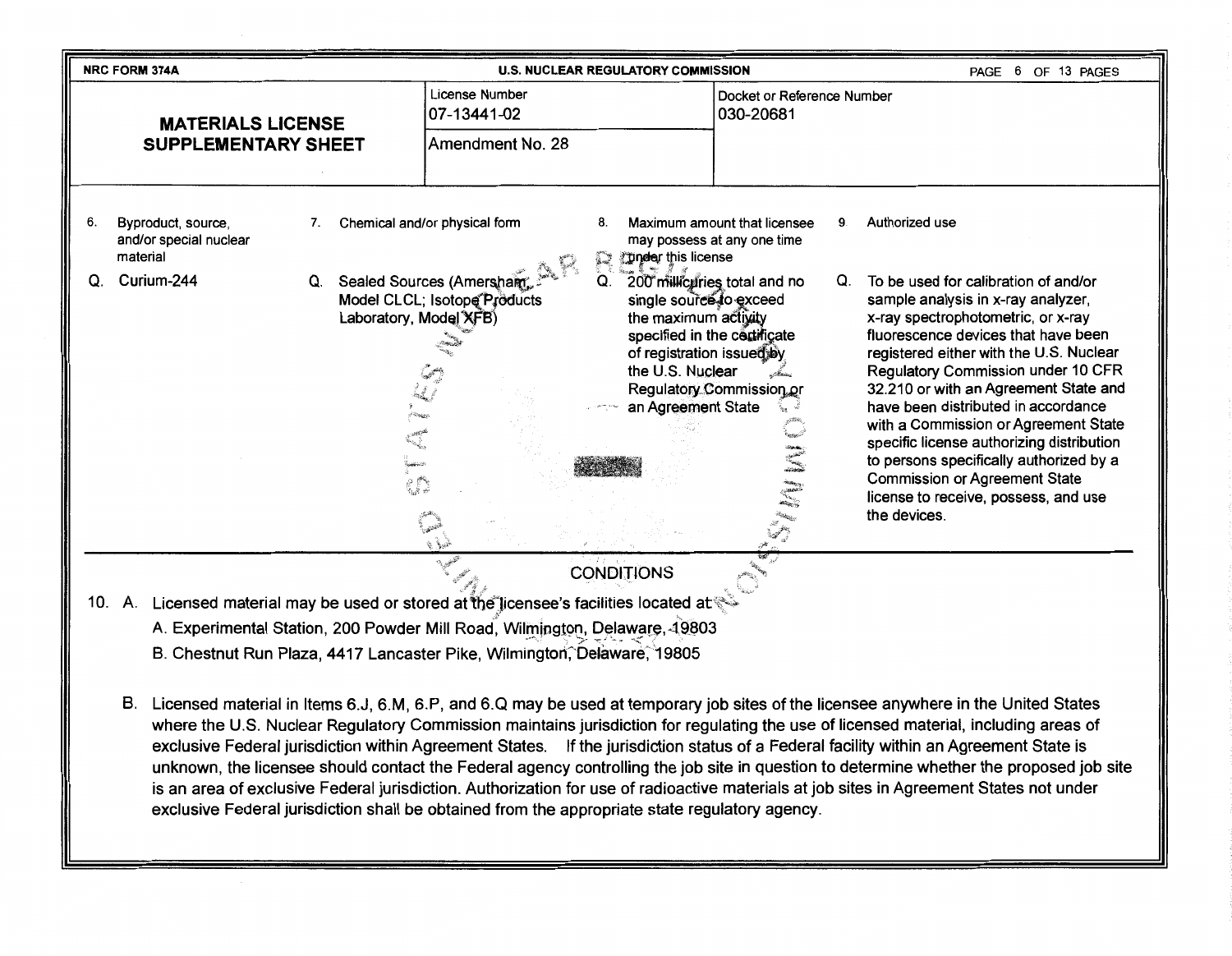NRC FORM 374A — U.S. NUCLEAR REGULATORY COMMISSION

| MATERIALS LICENSE SUPPLEMENTARY SHEET | License Number 07-13441-02 | Docket or Reference Number 030-20681 |
|---|---|---|
| | Amendment No. 28 | |

| 6. Byproduct, source, and/or special nuclear material | 7. Chemical and/or physical form | 8. Maximum amount that licensee may possess at any one time under this license | 9. Authorized use |
|---|---|---|---|
| Q. Curium-244 | Q. Sealed Sources (Amersham, Model CLCL; Isotope Products Laboratory, Model XFB) | Q. 200 millicuries total and no single source to exceed the maximum activity specified in the certificate of registration issued by the U.S. Nuclear Regulatory Commission or an Agreement State | Q. To be used for calibration of and/or sample analysis in x-ray analyzer, x-ray spectrophotometric, or x-ray fluorescence devices that have been registered either with the U.S. Nuclear Regulatory Commission under 10 CFR 32.210 or with an Agreement State and have been distributed in accordance with a Commission or Agreement State specific license authorizing distribution to persons specifically authorized by a Commission or Agreement State license to receive, possess, and use the devices. |

## CONDITIONS

10. A. Licensed material may be used or stored at the licensee's facilities located at:
    A. Experimental Station, 200 Powder Mill Road, Wilmington, Delaware, 19803
    B. Chestnut Run Plaza, 4417 Lancaster Pike, Wilmington, Delaware, 19805

    B. Licensed material in Items 6.J, 6.M, 6.P, and 6.Q may be used at temporary job sites of the licensee anywhere in the United States where the U.S. Nuclear Regulatory Commission maintains jurisdiction for regulating the use of licensed material, including areas of exclusive Federal jurisdiction within Agreement States. If the jurisdiction status of a Federal facility within an Agreement State is unknown, the licensee should contact the Federal agency controlling the job site in question to determine whether the proposed job site is an area of exclusive Federal jurisdiction. Authorization for use of radioactive materials at job sites in Agreement States not under exclusive Federal jurisdiction shall be obtained from the appropriate state regulatory agency.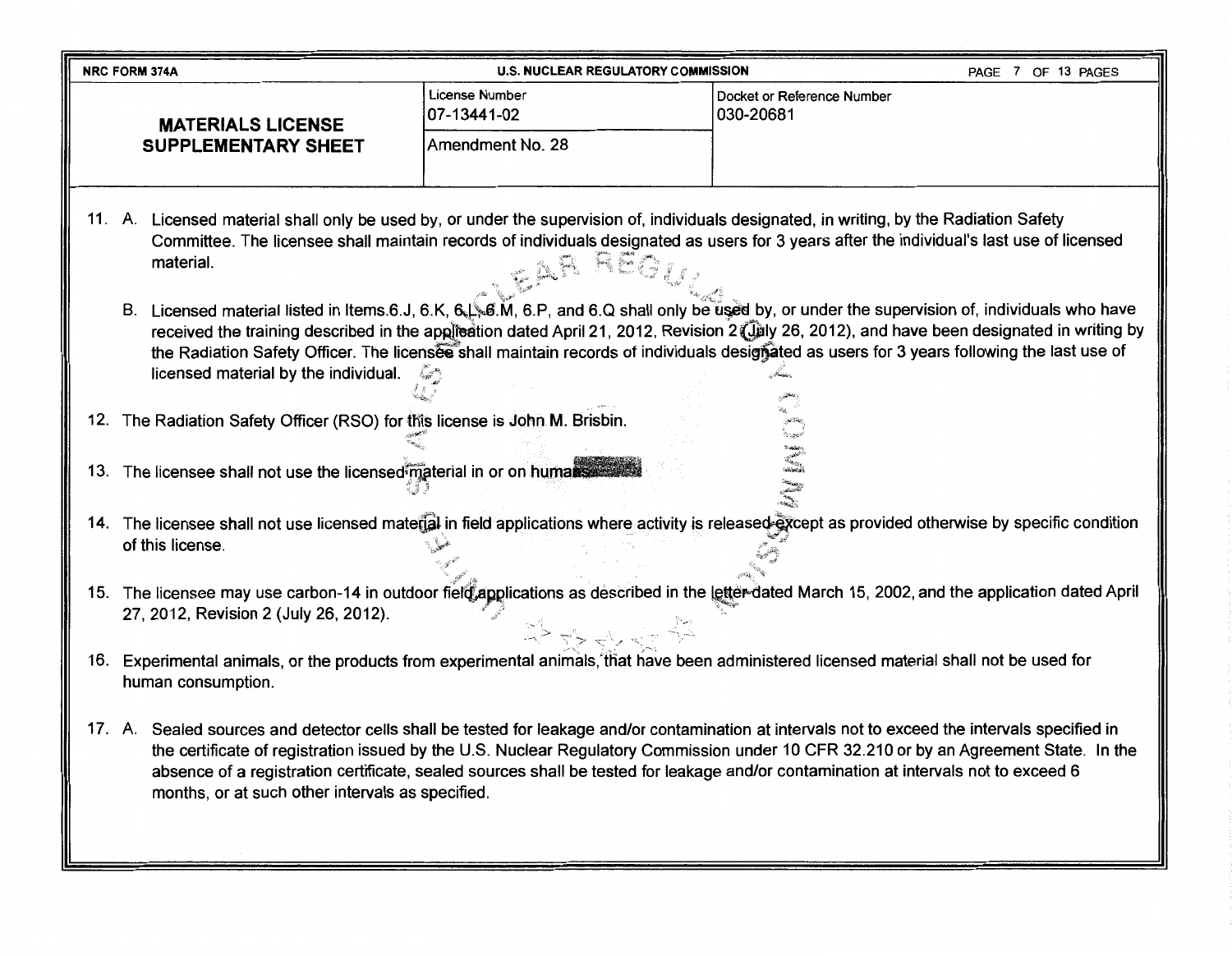| NRC FORM 374A | U.S. NUCLEAR REGULATORY COMMISSION | |
|---|---|---|
| **MATERIALS LICENSE SUPPLEMENTARY SHEET** | License Number 07-13441-02 | Docket or Reference Number 030-20681 |
| | Amendment No. 28 | |

11. A. Licensed material shall only be used by, or under the supervision of, individuals designated, in writing, by the Radiation Safety Committee. The licensee shall maintain records of individuals designated as users for 3 years after the individual's last use of licensed material.

    B. Licensed material listed in Items.6.J, 6.K, 6.L, 6.M, 6.P, and 6.Q shall only be used by, or under the supervision of, individuals who have received the training described in the application dated April 21, 2012, Revision 2 (July 26, 2012), and have been designated in writing by the Radiation Safety Officer. The licensee shall maintain records of individuals designated as users for 3 years following the last use of licensed material by the individual.

12. The Radiation Safety Officer (RSO) for this license is John M. Brisbin.

13. The licensee shall not use the licensed material in or on humans.

14. The licensee shall not use licensed material in field applications where activity is released except as provided otherwise by specific condition of this license.

15. The licensee may use carbon-14 in outdoor field applications as described in the letter dated March 15, 2002, and the application dated April 27, 2012, Revision 2 (July 26, 2012).

16. Experimental animals, or the products from experimental animals, that have been administered licensed material shall not be used for human consumption.

17. A. Sealed sources and detector cells shall be tested for leakage and/or contamination at intervals not to exceed the intervals specified in the certificate of registration issued by the U.S. Nuclear Regulatory Commission under 10 CFR 32.210 or by an Agreement State. In the absence of a registration certificate, sealed sources shall be tested for leakage and/or contamination at intervals not to exceed 6 months, or at such other intervals as specified.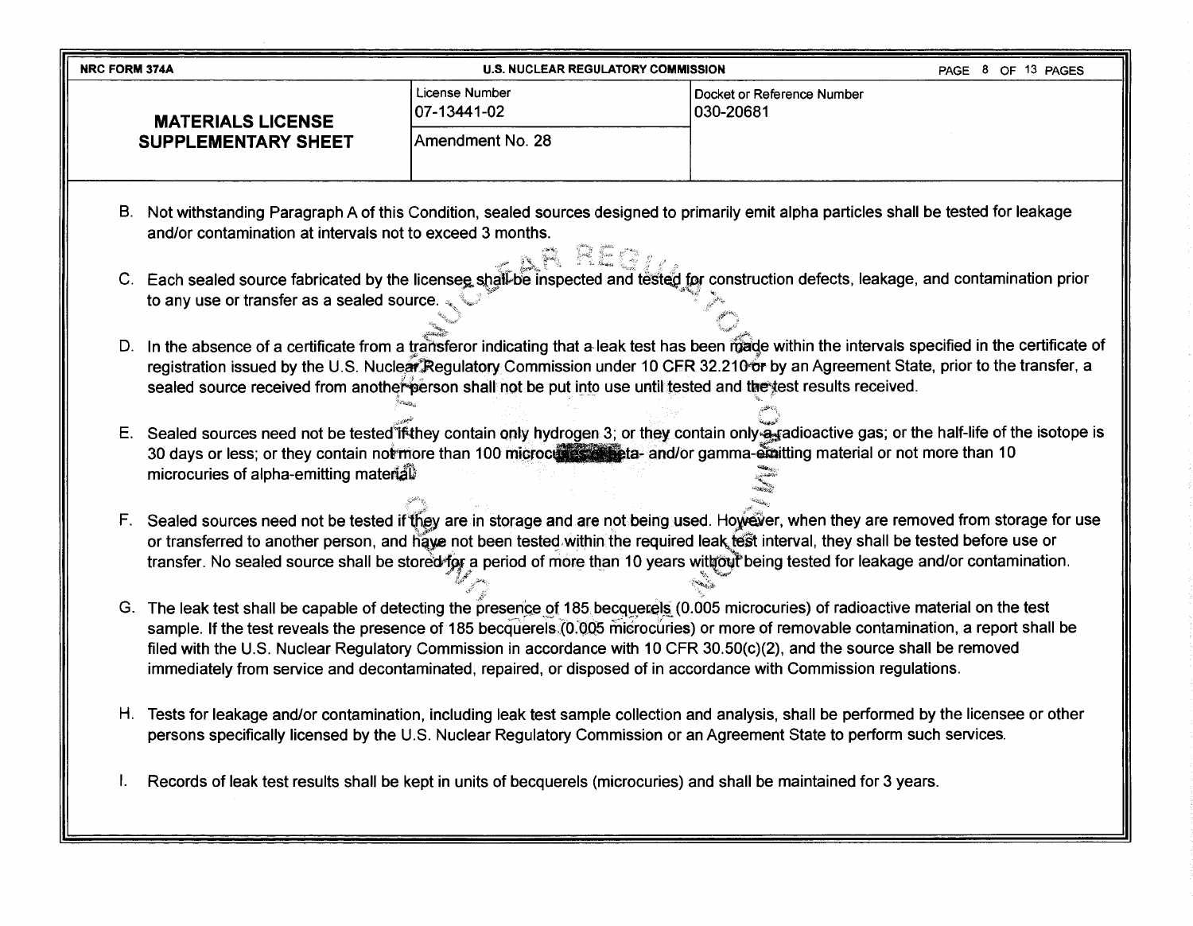| NRC FORM 374A | U.S. NUCLEAR REGULATORY COMMISSION | |
| --- | --- | --- |
| **MATERIALS LICENSE SUPPLEMENTARY SHEET** | License Number 07-13441-02 | Docket or Reference Number 030-20681 |
| | Amendment No. 28 | |

B. Not withstanding Paragraph A of this Condition, sealed sources designed to primarily emit alpha particles shall be tested for leakage and/or contamination at intervals not to exceed 3 months.

C. Each sealed source fabricated by the licensee shall be inspected and tested for construction defects, leakage, and contamination prior to any use or transfer as a sealed source.

D. In the absence of a certificate from a transferor indicating that a leak test has been made within the intervals specified in the certificate of registration issued by the U.S. Nuclear Regulatory Commission under 10 CFR 32.210 or by an Agreement State, prior to the transfer, a sealed source received from another person shall not be put into use until tested and the test results received.

E. Sealed sources need not be tested if they contain only hydrogen 3; or they contain only a radioactive gas; or the half-life of the isotope is 30 days or less; or they contain not more than 100 microcuries of beta- and/or gamma-emitting material or not more than 10 microcuries of alpha-emitting material.

F. Sealed sources need not be tested if they are in storage and are not being used. However, when they are removed from storage for use or transferred to another person, and have not been tested within the required leak test interval, they shall be tested before use or transfer. No sealed source shall be stored for a period of more than 10 years without being tested for leakage and/or contamination.

G. The leak test shall be capable of detecting the presence of 185 becquerels (0.005 microcuries) of radioactive material on the test sample. If the test reveals the presence of 185 becquerels (0.005 microcuries) or more of removable contamination, a report shall be filed with the U.S. Nuclear Regulatory Commission in accordance with 10 CFR 30.50(c)(2), and the source shall be removed immediately from service and decontaminated, repaired, or disposed of in accordance with Commission regulations.

H. Tests for leakage and/or contamination, including leak test sample collection and analysis, shall be performed by the licensee or other persons specifically licensed by the U.S. Nuclear Regulatory Commission or an Agreement State to perform such services.

I. Records of leak test results shall be kept in units of becquerels (microcuries) and shall be maintained for 3 years.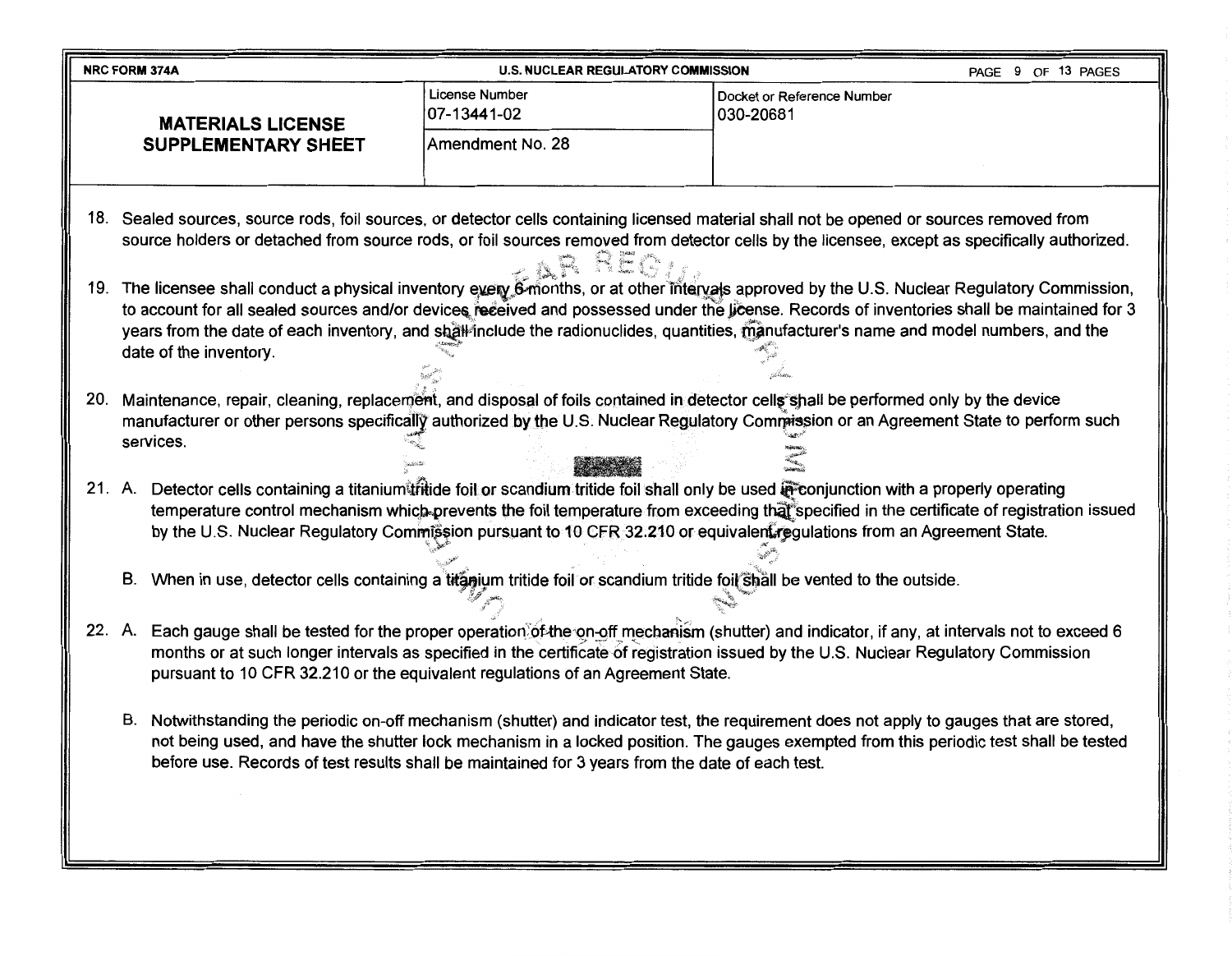| NRC FORM 374A | U.S. NUCLEAR REGULATORY COMMISSION | |
|---|---|---|
| **MATERIALS LICENSE SUPPLEMENTARY SHEET** | License Number 07-13441-02 | Docket or Reference Number 030-20681 |
| | Amendment No. 28 | |

18. Sealed sources, source rods, foil sources, or detector cells containing licensed material shall not be opened or sources removed from source holders or detached from source rods, or foil sources removed from detector cells by the licensee, except as specifically authorized.

19. The licensee shall conduct a physical inventory every 6 months, or at other intervals approved by the U.S. Nuclear Regulatory Commission, to account for all sealed sources and/or devices received and possessed under the license. Records of inventories shall be maintained for 3 years from the date of each inventory, and shall include the radionuclides, quantities, manufacturer's name and model numbers, and the date of the inventory.

20. Maintenance, repair, cleaning, replacement, and disposal of foils contained in detector cells shall be performed only by the device manufacturer or other persons specifically authorized by the U.S. Nuclear Regulatory Commission or an Agreement State to perform such services.

21. A. Detector cells containing a titanium tritide foil or scandium tritide foil shall only be used in conjunction with a properly operating temperature control mechanism which prevents the foil temperature from exceeding that specified in the certificate of registration issued by the U.S. Nuclear Regulatory Commission pursuant to 10 CFR 32.210 or equivalent regulations from an Agreement State.

    B. When in use, detector cells containing a titanium tritide foil or scandium tritide foil shall be vented to the outside.

22. A. Each gauge shall be tested for the proper operation of the on-off mechanism (shutter) and indicator, if any, at intervals not to exceed 6 months or at such longer intervals as specified in the certificate of registration issued by the U.S. Nuclear Regulatory Commission pursuant to 10 CFR 32.210 or the equivalent regulations of an Agreement State.

    B. Notwithstanding the periodic on-off mechanism (shutter) and indicator test, the requirement does not apply to gauges that are stored, not being used, and have the shutter lock mechanism in a locked position. The gauges exempted from this periodic test shall be tested before use. Records of test results shall be maintained for 3 years from the date of each test.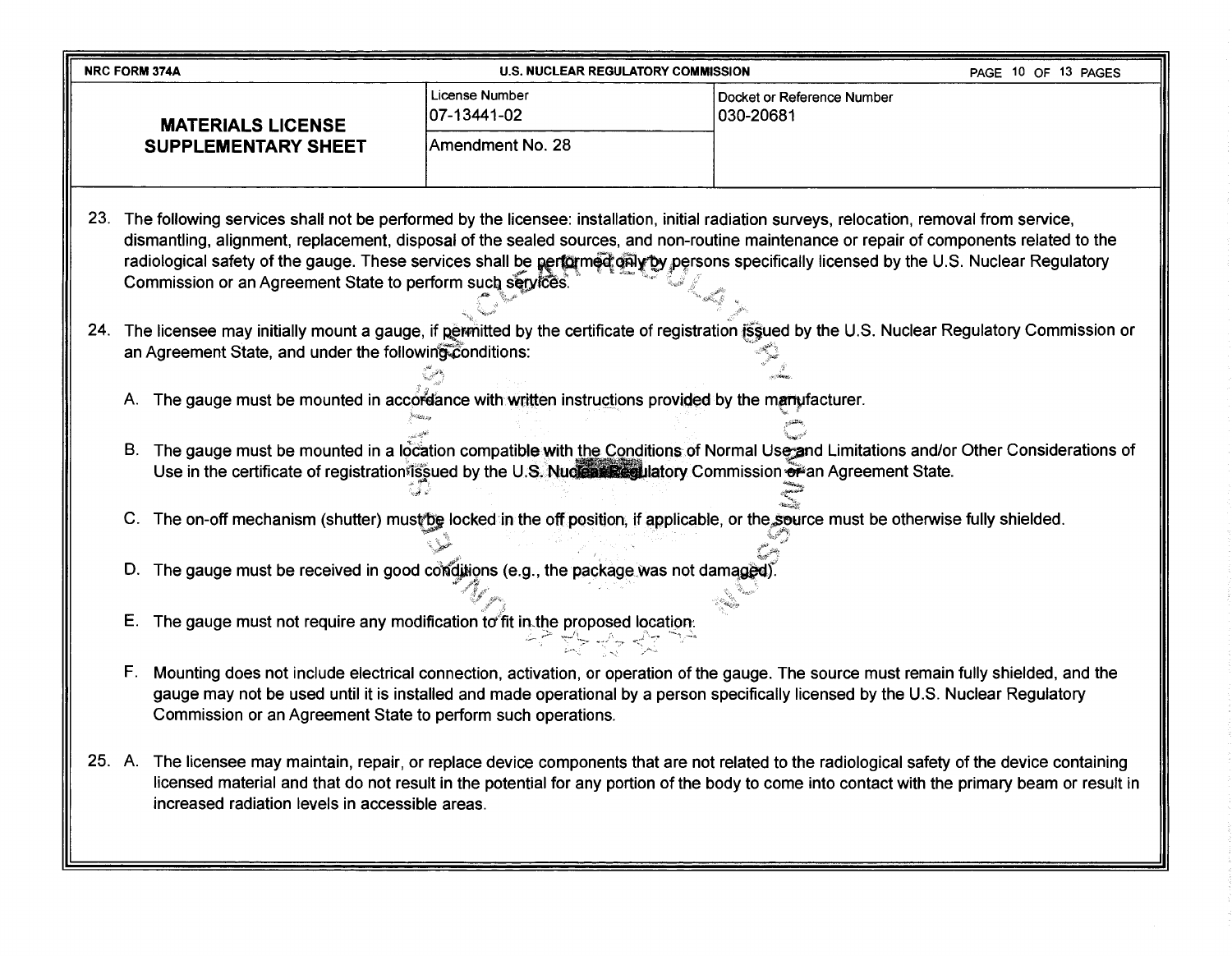| NRC FORM 374A | U.S. NUCLEAR REGULATORY COMMISSION | |
|---|---|---|
| **MATERIALS LICENSE SUPPLEMENTARY SHEET** | License Number 07-13441-02 | Docket or Reference Number 030-20681 |
| | Amendment No. 28 | |

23. The following services shall not be performed by the licensee: installation, initial radiation surveys, relocation, removal from service, dismantling, alignment, replacement, disposal of the sealed sources, and non-routine maintenance or repair of components related to the radiological safety of the gauge. These services shall be performed only by persons specifically licensed by the U.S. Nuclear Regulatory Commission or an Agreement State to perform such services.

24. The licensee may initially mount a gauge, if permitted by the certificate of registration issued by the U.S. Nuclear Regulatory Commission or an Agreement State, and under the following conditions:

    A. The gauge must be mounted in accordance with written instructions provided by the manufacturer.

    B. The gauge must be mounted in a location compatible with the Conditions of Normal Use and Limitations and/or Other Considerations of Use in the certificate of registration issued by the U.S. Nuclear Regulatory Commission or an Agreement State.

    C. The on-off mechanism (shutter) must be locked in the off position, if applicable, or the source must be otherwise fully shielded.

    D. The gauge must be received in good conditions (e.g., the package was not damaged).

    E. The gauge must not require any modification to fit in the proposed location.

    F. Mounting does not include electrical connection, activation, or operation of the gauge. The source must remain fully shielded, and the gauge may not be used until it is installed and made operational by a person specifically licensed by the U.S. Nuclear Regulatory Commission or an Agreement State to perform such operations.

25. A. The licensee may maintain, repair, or replace device components that are not related to the radiological safety of the device containing licensed material and that do not result in the potential for any portion of the body to come into contact with the primary beam or result in increased radiation levels in accessible areas.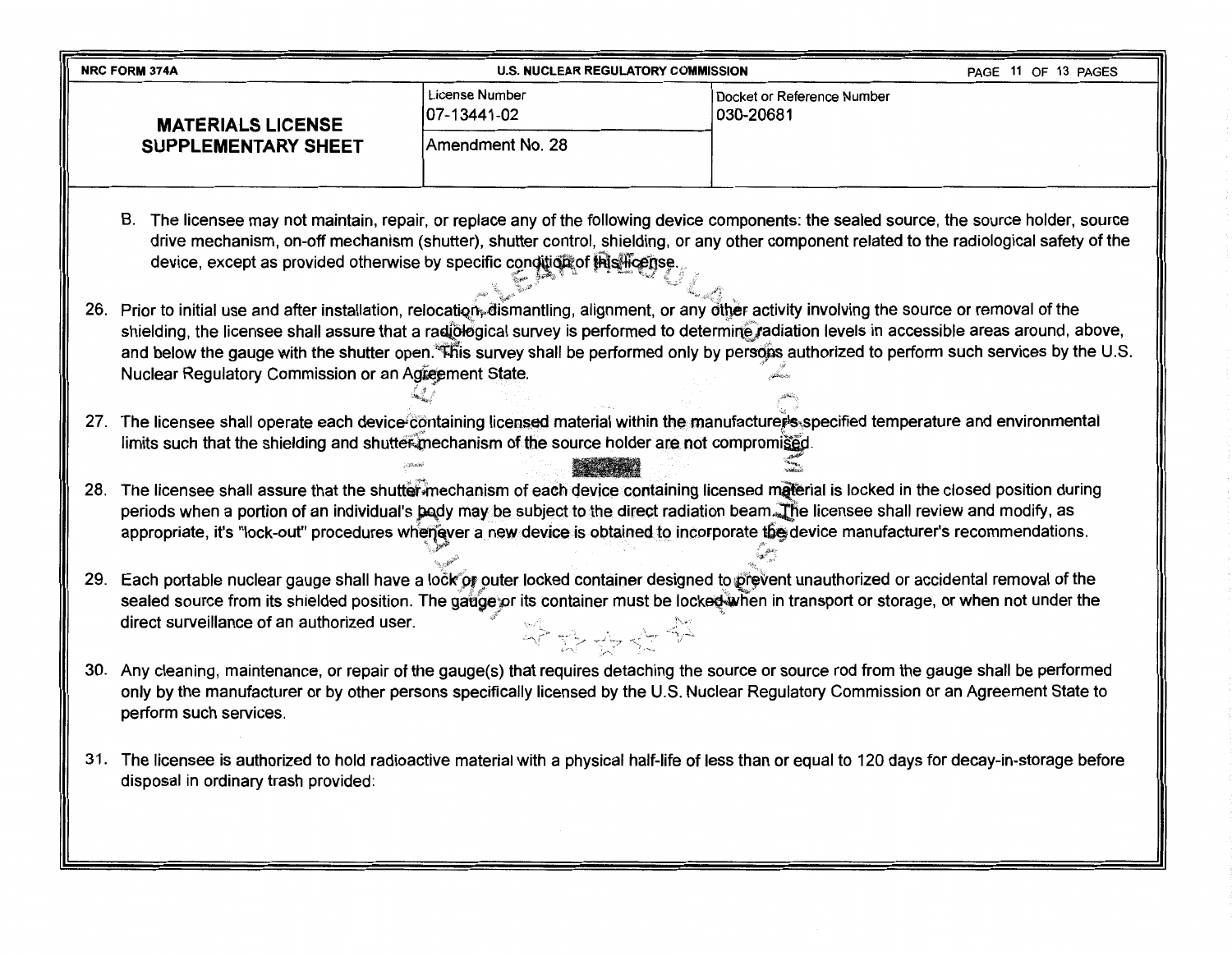| NRC FORM 374A | U.S. NUCLEAR REGULATORY COMMISSION | |
|---|---|---|
| **MATERIALS LICENSE SUPPLEMENTARY SHEET** | License Number 07-13441-02 | Docket or Reference Number 030-20681 |
| | Amendment No. 28 | |

B. The licensee may not maintain, repair, or replace any of the following device components: the sealed source, the source holder, source drive mechanism, on-off mechanism (shutter), shutter control, shielding, or any other component related to the radiological safety of the device, except as provided otherwise by specific condition of this license.

26. Prior to initial use and after installation, relocation, dismantling, alignment, or any other activity involving the source or removal of the shielding, the licensee shall assure that a radiological survey is performed to determine radiation levels in accessible areas around, above, and below the gauge with the shutter open. This survey shall be performed only by persons authorized to perform such services by the U.S. Nuclear Regulatory Commission or an Agreement State.

27. The licensee shall operate each device containing licensed material within the manufacturer's specified temperature and environmental limits such that the shielding and shutter mechanism of the source holder are not compromised.

28. The licensee shall assure that the shutter mechanism of each device containing licensed material is locked in the closed position during periods when a portion of an individual's body may be subject to the direct radiation beam. The licensee shall review and modify, as appropriate, it's "lock-out" procedures whenever a new device is obtained to incorporate the device manufacturer's recommendations.

29. Each portable nuclear gauge shall have a lock or outer locked container designed to prevent unauthorized or accidental removal of the sealed source from its shielded position. The gauge or its container must be locked when in transport or storage, or when not under the direct surveillance of an authorized user.

30. Any cleaning, maintenance, or repair of the gauge(s) that requires detaching the source or source rod from the gauge shall be performed only by the manufacturer or by other persons specifically licensed by the U.S. Nuclear Regulatory Commission or an Agreement State to perform such services.

31. The licensee is authorized to hold radioactive material with a physical half-life of less than or equal to 120 days for decay-in-storage before disposal in ordinary trash provided: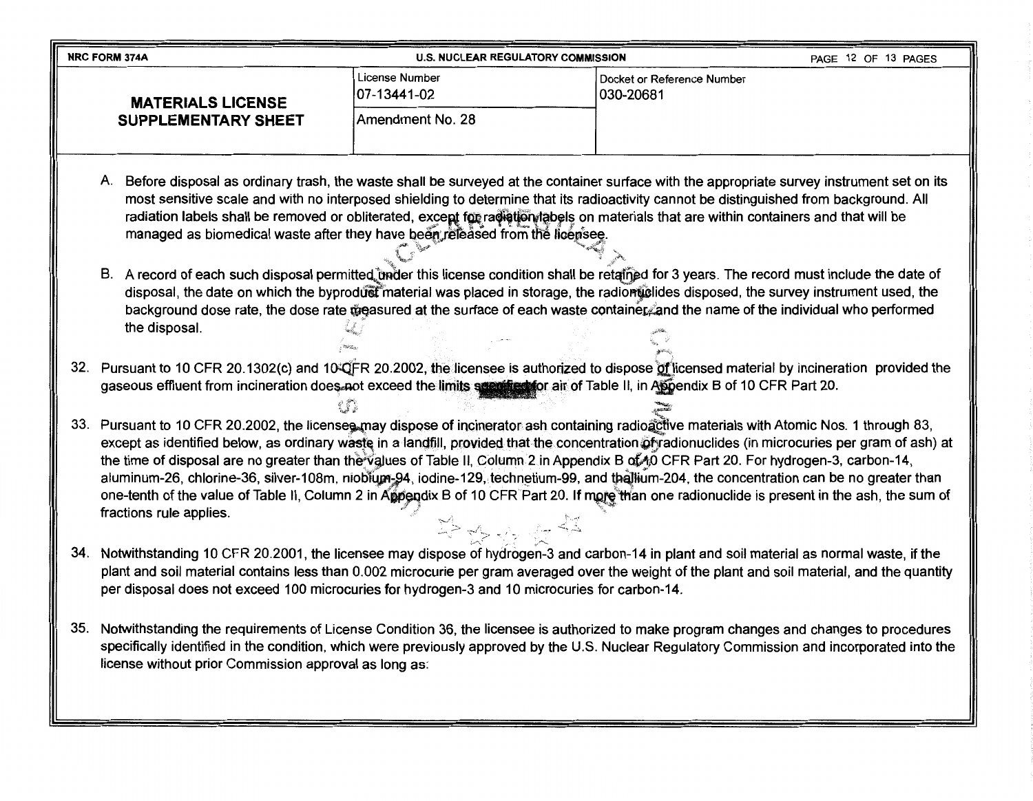| NRC FORM 374A | U.S. NUCLEAR REGULATORY COMMISSION | |
|---|---|---|
| **MATERIALS LICENSE SUPPLEMENTARY SHEET** | License Number 07-13441-02 | Docket or Reference Number 030-20681 |
| | Amendment No. 28 | |

A. Before disposal as ordinary trash, the waste shall be surveyed at the container surface with the appropriate survey instrument set on its most sensitive scale and with no interposed shielding to determine that its radioactivity cannot be distinguished from background. All radiation labels shall be removed or obliterated, except for radiation labels on materials that are within containers and that will be managed as biomedical waste after they have been released from the licensee.

B. A record of each such disposal permitted under this license condition shall be retained for 3 years. The record must include the date of disposal, the date on which the byproduct material was placed in storage, the radionuclides disposed, the survey instrument used, the background dose rate, the dose rate measured at the surface of each waste container, and the name of the individual who performed the disposal.

32. Pursuant to 10 CFR 20.1302(c) and 10 CFR 20.2002, the licensee is authorized to dispose of licensed material by incineration provided the gaseous effluent from incineration does not exceed the limits specified for air of Table II, in Appendix B of 10 CFR Part 20.

33. Pursuant to 10 CFR 20.2002, the licensee may dispose of incinerator ash containing radioactive materials with Atomic Nos. 1 through 83, except as identified below, as ordinary waste in a landfill, provided that the concentration of radionuclides (in microcuries per gram of ash) at the time of disposal are no greater than the values of Table II, Column 2 in Appendix B of 10 CFR Part 20. For hydrogen-3, carbon-14, aluminum-26, chlorine-36, silver-108m, niobium-94, iodine-129, technetium-99, and thallium-204, the concentration can be no greater than one-tenth of the value of Table II, Column 2 in Appendix B of 10 CFR Part 20. If more than one radionuclide is present in the ash, the sum of fractions rule applies.

34. Notwithstanding 10 CFR 20.2001, the licensee may dispose of hydrogen-3 and carbon-14 in plant and soil material as normal waste, if the plant and soil material contains less than 0.002 microcurie per gram averaged over the weight of the plant and soil material, and the quantity per disposal does not exceed 100 microcuries for hydrogen-3 and 10 microcuries for carbon-14.

35. Notwithstanding the requirements of License Condition 36, the licensee is authorized to make program changes and changes to procedures specifically identified in the condition, which were previously approved by the U.S. Nuclear Regulatory Commission and incorporated into the license without prior Commission approval as long as: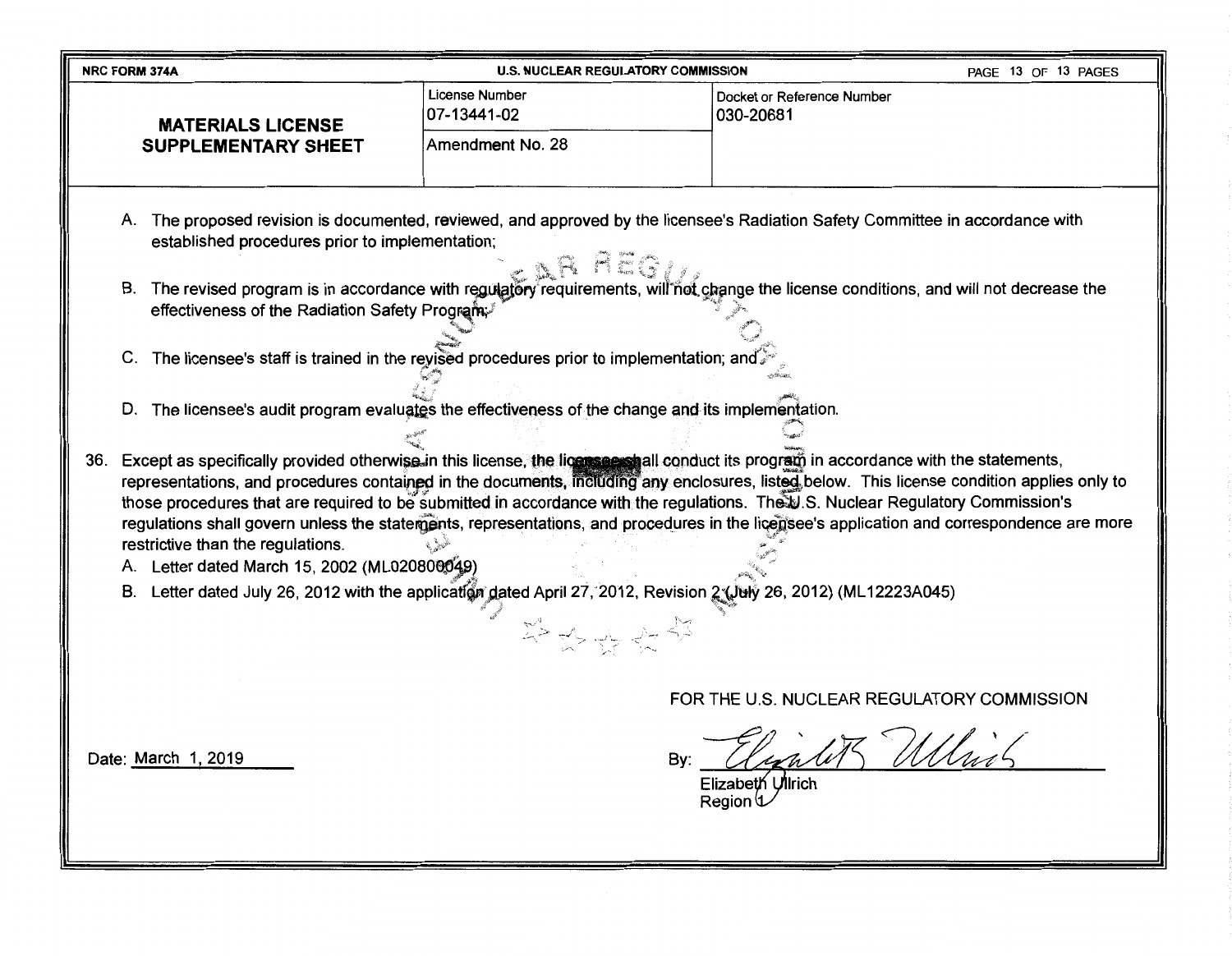| NRC FORM 374A | U.S. NUCLEAR REGULATORY COMMISSION | |
|---|---|---|
| **MATERIALS LICENSE SUPPLEMENTARY SHEET** | License Number 07-13441-02 | Docket or Reference Number 030-20681 |
| | Amendment No. 28 | |

A. The proposed revision is documented, reviewed, and approved by the licensee's Radiation Safety Committee in accordance with established procedures prior to implementation;

B. The revised program is in accordance with regulatory requirements, will not change the license conditions, and will not decrease the effectiveness of the Radiation Safety Program;

C. The licensee's staff is trained in the revised procedures prior to implementation; and

D. The licensee's audit program evaluates the effectiveness of the change and its implementation.

36. Except as specifically provided otherwise in this license, the licensee shall conduct its program in accordance with the statements, representations, and procedures contained in the documents, including any enclosures, listed below. This license condition applies only to those procedures that are required to be submitted in accordance with the regulations. The U.S. Nuclear Regulatory Commission's regulations shall govern unless the statements, representations, and procedures in the licensee's application and correspondence are more restrictive than the regulations.
    A. Letter dated March 15, 2002 (ML020800049)
    B. Letter dated July 26, 2012 with the application dated April 27, 2012, Revision 2 (July 26, 2012) (ML12223A045)

FOR THE U.S. NUCLEAR REGULATORY COMMISSION

Date: March 1, 2019

By: Elizabeth Ullrich
Elizabeth Ullrich
Region 1